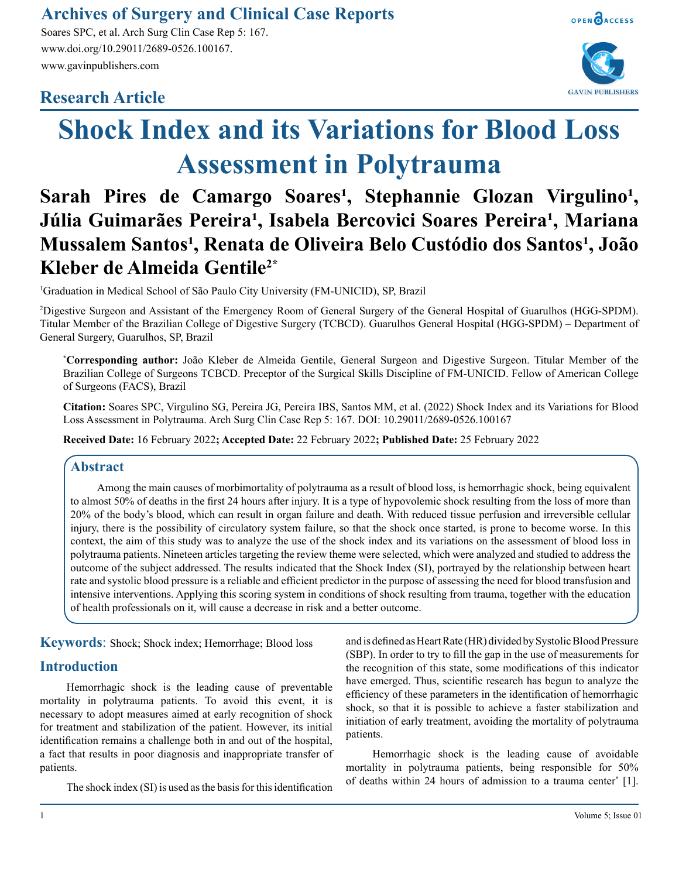Archives of Surgery and Clinical Case Reports

Soares SPC, et al. Arch Surg Clin Case Rep 5: 167.
www.doi.org/10.29011/2689-0526.100167.
www.gavinpublishers.com

## Research Article

# Shock Index and its Variations for Blood Loss Assessment in Polytrauma

**Sarah Pires de Camargo Soares[1], Stephannie Glozan Virgulino[1], Júlia Guimarães Pereira[1], Isabela Bercovici Soares Pereira[1], Mariana Mussalem Santos[1], Renata de Oliveira Belo Custódio dos Santos[1], João Kleber de Almeida Gentile[2*]**

[1]Graduation in Medical School of São Paulo City University (FM-UNICID), SP, Brazil

[2]Digestive Surgeon and Assistant of the Emergency Room of General Surgery of the General Hospital of Guarulhos (HGG-SPDM). Titular Member of the Brazilian College of Digestive Surgery (TCBCD). Guarulhos General Hospital (HGG-SPDM) – Department of General Surgery, Guarulhos, SP, Brazil

[*]**Corresponding author:** João Kleber de Almeida Gentile, General Surgeon and Digestive Surgeon. Titular Member of the Brazilian College of Surgeons TCBCD. Preceptor of the Surgical Skills Discipline of FM-UNICID. Fellow of American College of Surgeons (FACS), Brazil

**Citation:** Soares SPC, Virgulino SG, Pereira JG, Pereira IBS, Santos MM, et al. (2022) Shock Index and its Variations for Blood Loss Assessment in Polytrauma. Arch Surg Clin Case Rep 5: 167. DOI: 10.29011/2689-0526.100167

**Received Date:** 16 February 2022**; Accepted Date:** 22 February 2022**; Published Date:** 25 February 2022

## Abstract

Among the main causes of morbimortality of polytrauma as a result of blood loss, is hemorrhagic shock, being equivalent to almost 50% of deaths in the first 24 hours after injury. It is a type of hypovolemic shock resulting from the loss of more than 20% of the body's blood, which can result in organ failure and death. With reduced tissue perfusion and irreversible cellular injury, there is the possibility of circulatory system failure, so that the shock once started, is prone to become worse. In this context, the aim of this study was to analyze the use of the shock index and its variations on the assessment of blood loss in polytrauma patients. Nineteen articles targeting the review theme were selected, which were analyzed and studied to address the outcome of the subject addressed. The results indicated that the Shock Index (SI), portrayed by the relationship between heart rate and systolic blood pressure is a reliable and efficient predictor in the purpose of assessing the need for blood transfusion and intensive interventions. Applying this scoring system in conditions of shock resulting from trauma, together with the education of health professionals on it, will cause a decrease in risk and a better outcome.

**Keywords**: Shock; Shock index; Hemorrhage; Blood loss

## Introduction

Hemorrhagic shock is the leading cause of preventable mortality in polytrauma patients. To avoid this event, it is necessary to adopt measures aimed at early recognition of shock for treatment and stabilization of the patient. However, its initial identification remains a challenge both in and out of the hospital, a fact that results in poor diagnosis and inappropriate transfer of patients.

The shock index (SI) is used as the basis for this identification and is defined as Heart Rate (HR) divided by Systolic Blood Pressure (SBP). In order to try to fill the gap in the use of measurements for the recognition of this state, some modifications of this indicator have emerged. Thus, scientific research has begun to analyze the efficiency of these parameters in the identification of hemorrhagic shock, so that it is possible to achieve a faster stabilization and initiation of early treatment, avoiding the mortality of polytrauma patients.

Hemorrhagic shock is the leading cause of avoidable mortality in polytrauma patients, being responsible for 50% of deaths within 24 hours of admission to a trauma center* [1].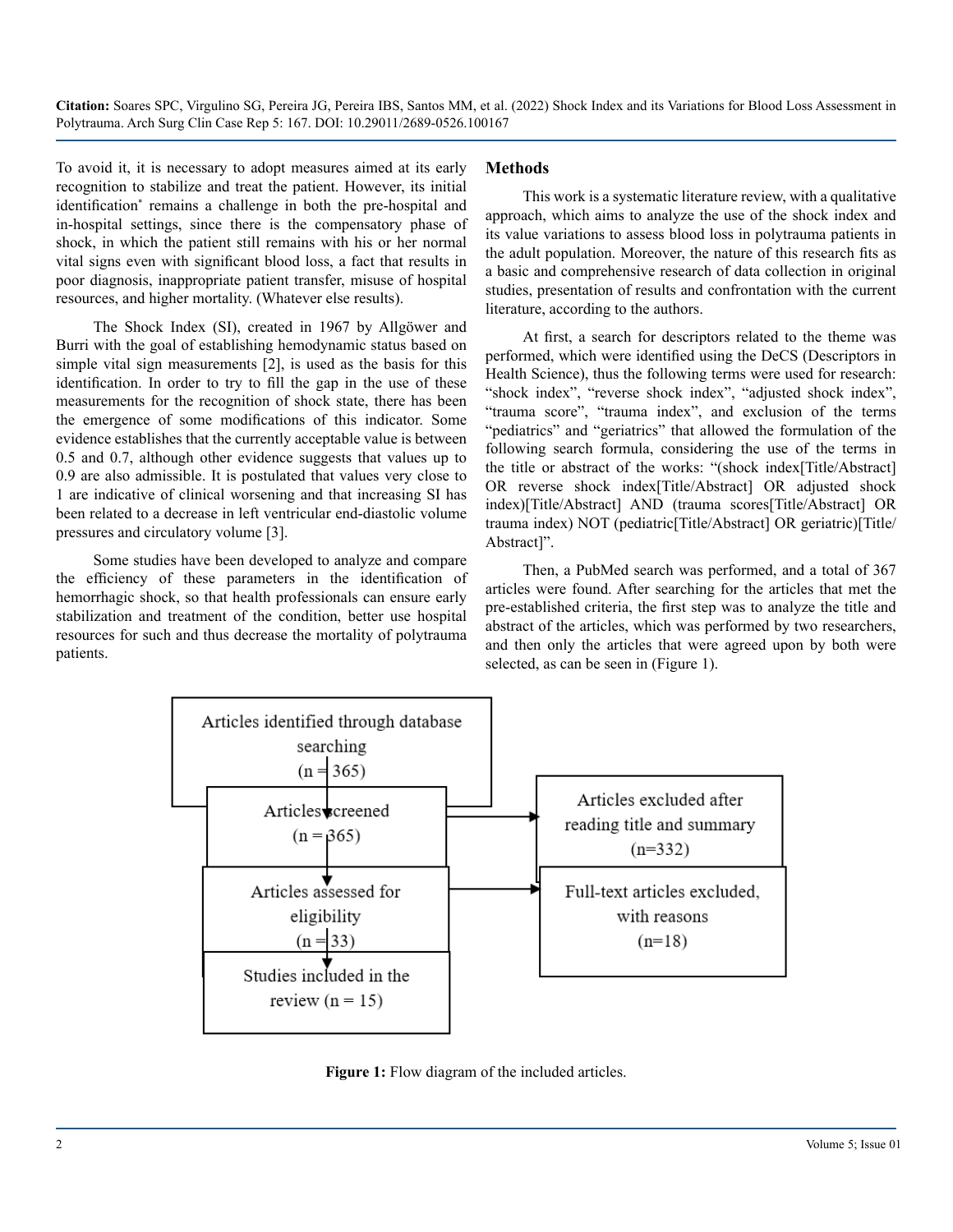To avoid it, it is necessary to adopt measures aimed at its early recognition to stabilize and treat the patient. However, its initial identification* remains a challenge in both the pre-hospital and in-hospital settings, since there is the compensatory phase of shock, in which the patient still remains with his or her normal vital signs even with significant blood loss, a fact that results in poor diagnosis, inappropriate patient transfer, misuse of hospital resources, and higher mortality. (Whatever else results).

The Shock Index (SI), created in 1967 by Allgöwer and Burri with the goal of establishing hemodynamic status based on simple vital sign measurements [2], is used as the basis for this identification. In order to try to fill the gap in the use of these measurements for the recognition of shock state, there has been the emergence of some modifications of this indicator. Some evidence establishes that the currently acceptable value is between 0.5 and 0.7, although other evidence suggests that values up to 0.9 are also admissible. It is postulated that values very close to 1 are indicative of clinical worsening and that increasing SI has been related to a decrease in left ventricular end-diastolic volume pressures and circulatory volume [3].

Some studies have been developed to analyze and compare the efficiency of these parameters in the identification of hemorrhagic shock, so that health professionals can ensure early stabilization and treatment of the condition, better use hospital resources for such and thus decrease the mortality of polytrauma patients.

## Methods

This work is a systematic literature review, with a qualitative approach, which aims to analyze the use of the shock index and its value variations to assess blood loss in polytrauma patients in the adult population. Moreover, the nature of this research fits as a basic and comprehensive research of data collection in original studies, presentation of results and confrontation with the current literature, according to the authors.

At first, a search for descriptors related to the theme was performed, which were identified using the DeCS (Descriptors in Health Science), thus the following terms were used for research: "shock index", "reverse shock index", "adjusted shock index", "trauma score", "trauma index", and exclusion of the terms "pediatrics" and "geriatrics" that allowed the formulation of the following search formula, considering the use of the terms in the title or abstract of the works: "(shock index[Title/Abstract] OR reverse shock index[Title/Abstract] OR adjusted shock index)[Title/Abstract] AND (trauma scores[Title/Abstract] OR trauma index) NOT (pediatric[Title/Abstract] OR geriatric)[Title/Abstract]".

Then, a PubMed search was performed, and a total of 367 articles were found. After searching for the articles that met the pre-established criteria, the first step was to analyze the title and abstract of the articles, which was performed by two researchers, and then only the articles that were agreed upon by both were selected, as can be seen in (Figure 1).

Articles identified through database searching (n = 365)

Articles screened (n = 365) → Articles excluded after reading title and summary (n=332)

Articles assessed for eligibility (n = 33) → Full-text articles excluded, with reasons (n=18)

Studies included in the review (n = 15)

**Figure 1:** Flow diagram of the included articles.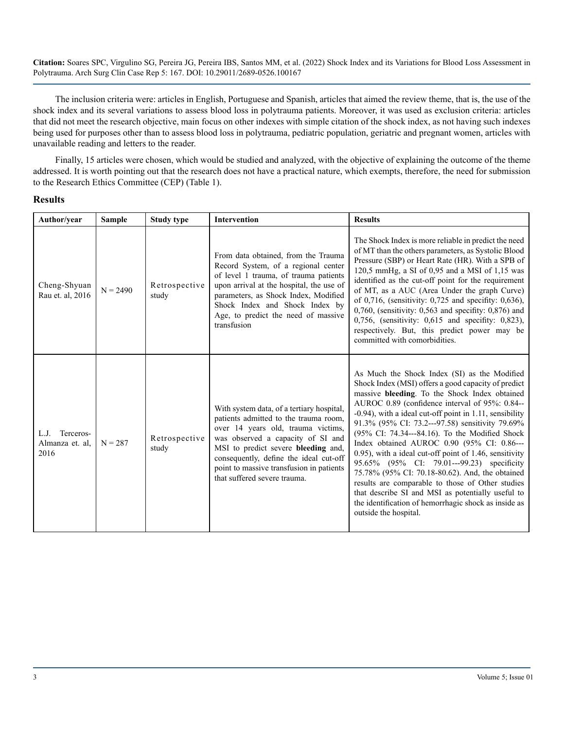The inclusion criteria were: articles in English, Portuguese and Spanish, articles that aimed the review theme, that is, the use of the shock index and its several variations to assess blood loss in polytrauma patients. Moreover, it was used as exclusion criteria: articles that did not meet the research objective, main focus on other indexes with simple citation of the shock index, as not having such indexes being used for purposes other than to assess blood loss in polytrauma, pediatric population, geriatric and pregnant women, articles with unavailable reading and letters to the reader.

Finally, 15 articles were chosen, which would be studied and analyzed, with the objective of explaining the outcome of the theme addressed. It is worth pointing out that the research does not have a practical nature, which exempts, therefore, the need for submission to the Research Ethics Committee (CEP) (Table 1).

## Results

| Author/year | Sample | Study type | Intervention | Results |
|---|---|---|---|---|
| Cheng-Shyuan Rau et. al, 2016 | N = 2490 | Retrospective study | From data obtained, from the Trauma Record System, of a regional center of level 1 trauma, of trauma patients upon arrival at the hospital, the use of parameters, as Shock Index, Modified Shock Index and Shock Index by Age, to predict the need of massive transfusion | The Shock Index is more reliable in predict the need of MT than the others parameters, as Systolic Blood Pressure (SBP) or Heart Rate (HR). With a SPB of 120,5 mmHg, a SI of 0,95 and a MSI of 1,15 was identified as the cut-off point for the requirement of MT, as a AUC (Area Under the graph Curve) of 0,716, (sensitivity: 0,725 and specifity: 0,636), 0,760, (sensitivity: 0,563 and specifity: 0,876) and 0,756, (sensitivity: 0,615 and specifity: 0,823), respectively. But, this predict power may be committed with comorbidities. |
| L.J. Terceros-Almanza et. al, 2016 | N = 287 | Retrospective study | With system data, of a tertiary hospital, patients admitted to the trauma room, over 14 years old, trauma victims, was observed a capacity of SI and MSI to predict severe **bleeding** and, consequently, define the ideal cut-off point to massive transfusion in patients that suffered severe trauma. | As Much the Shock Index (SI) as the Modified Shock Index (MSI) offers a good capacity of predict massive **bleeding**. To the Shock Index obtained AUROC 0.89 (confidence interval of 95%: 0.84---0.94), with a ideal cut-off point in 1.11, sensibility 91.3% (95% CI: 73.2---97.58) sensitivity 79.69% (95% CI: 74.34---84.16). To the Modified Shock Index obtained AUROC 0.90 (95% CI: 0.86---0.95), with a ideal cut-off point of 1.46, sensitivity 95.65% (95% CI: 79.01---99.23) specificity 75.78% (95% CI: 70.18-80.62). And, the obtained results are comparable to those of Other studies that describe SI and MSI as potentially useful to the identification of hemorrhagic shock as inside as outside the hospital. |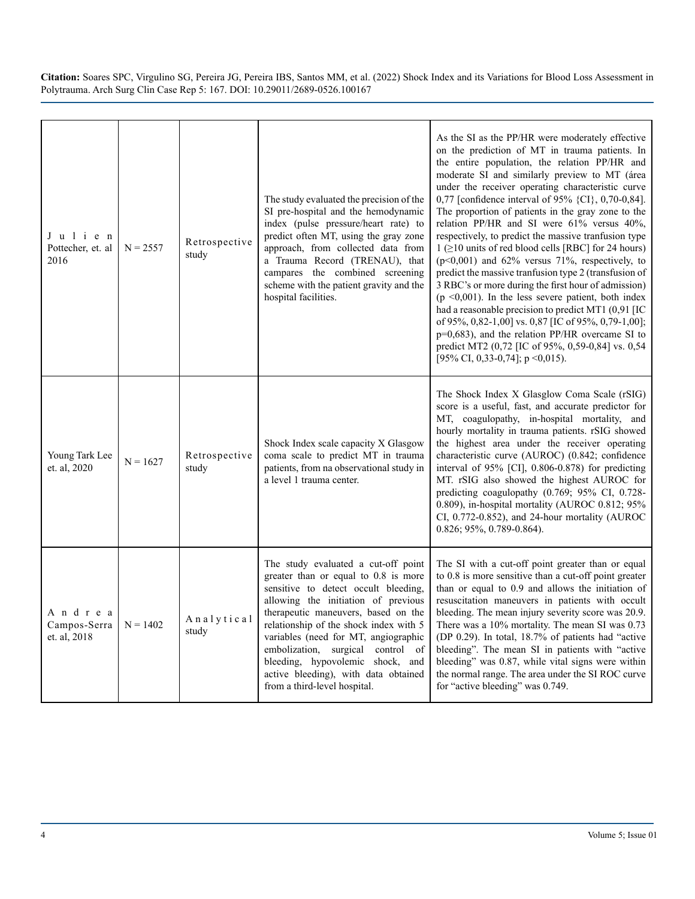| | | | | |
|---|---|---|---|---|
| Julien Pottecher, et. al 2016 | N = 2557 | Retrospective study | The study evaluated the precision of the SI pre-hospital and the hemodynamic index (pulse pressure/heart rate) to predict often MT, using the gray zone approach, from collected data from a Trauma Record (TRENAU), that campares the combined screening scheme with the patient gravity and the hospital facilities. | As the SI as the PP/HR were moderately effective on the prediction of MT in trauma patients. In the entire population, the relation PP/HR and moderate SI and similarly preview to MT (área under the receiver operating characteristic curve 0,77 [confidence interval of 95% {CI}, 0,70-0,84]. The proportion of patients in the gray zone to the relation PP/HR and SI were 61% versus 40%, respectively, to predict the massive tranfusion type 1 (≥10 units of red blood cells [RBC] for 24 hours) ($p<0,001$) and 62% versus 71%, respectively, to predict the massive tranfusion type 2 (transfusion of 3 RBC's or more during the first hour of admission) ($p<0,001$). In the less severe patient, both index had a reasonable precision to predict MT1 (0,91 [IC of 95%, 0,82-1,00] vs. 0,87 [IC of 95%, 0,79-1,00]; p=0,683), and the relation PP/HR overcame SI to predict MT2 (0,72 [IC of 95%, 0,59-0,84] vs. 0,54 [95% CI, 0,33-0,74]; $p<0,015$). |
| Young Tark Lee et. al, 2020 | N = 1627 | Retrospective study | Shock Index scale capacity X Glasgow coma scale to predict MT in trauma patients, from na observational study in a level 1 trauma center. | The Shock Index X Glasgow Coma Scale (rSIG) score is a useful, fast, and accurate predictor for MT, coagulopathy, in-hospital mortality, and hourly mortality in trauma patients. rSIG showed the highest area under the receiver operating characteristic curve (AUROC) (0.842; confidence interval of 95% [CI], 0.806-0.878) for predicting MT. rSIG also showed the highest AUROC for predicting coagulopathy (0.769; 95% CI, 0.728-0.809), in-hospital mortality (AUROC 0.812; 95% CI, 0.772-0.852), and 24-hour mortality (AUROC 0.826; 95%, 0.789-0.864). |
| Andrea Campos-Serra et. al, 2018 | N = 1402 | Analytical study | The study evaluated a cut-off point greater than or equal to 0.8 is more sensitive to detect occult bleeding, allowing the initiation of previous therapeutic maneuvers, based on the relationship of the shock index with 5 variables (need for MT, angiographic embolization, surgical control of bleeding, hypovolemic shock, and active bleeding), with data obtained from a third-level hospital. | The SI with a cut-off point greater than or equal to 0.8 is more sensitive than a cut-off point greater than or equal to 0.9 and allows the initiation of resuscitation maneuvers in patients with occult bleeding. The mean injury severity score was 20.9. There was a 10% mortality. The mean SI was 0.73 (DP 0.29). In total, 18.7% of patients had "active bleeding". The mean SI in patients with "active bleeding" was 0.87, while vital signs were within the normal range. The area under the SI ROC curve for "active bleeding" was 0.749. |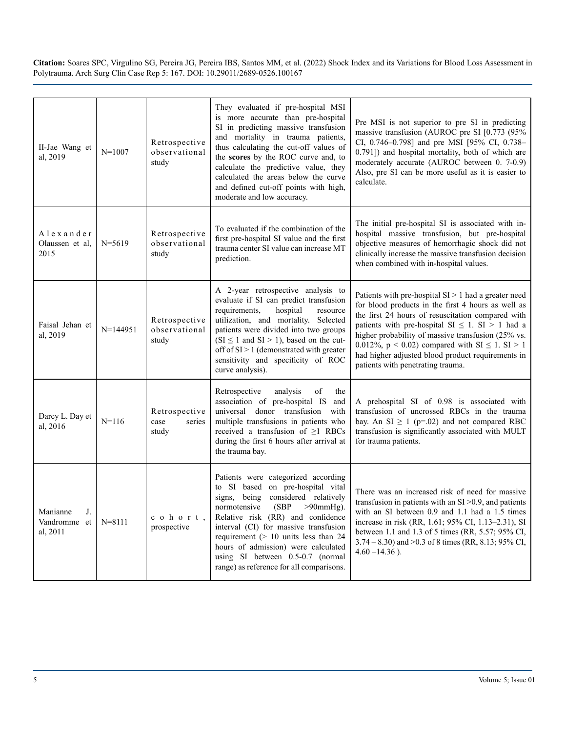| II-Jae Wang et al, 2019 | N=1007 | Retrospective observational study | They evaluated if pre-hospital MSI is more accurate than pre-hospital SI in predicting massive transfusion and mortality in trauma patients, thus calculating the cut-off values of the **scores** by the ROC curve and, to calculate the predictive value, they calculated the areas below the curve and defined cut-off points with high, moderate and low accuracy. | Pre MSI is not superior to pre SI in predicting massive transfusion (AUROC pre SI [0.773 (95% CI, 0.746–0.798] and pre MSI [95% CI, 0.738–0.791]) and hospital mortality, both of which are moderately accurate (AUROC between 0. 7-0.9) Also, pre SI can be more useful as it is easier to calculate. |
|---|---|---|---|---|
| Alexander Olaussen et al, 2015 | N=5619 | Retrospective observational study | To evaluated if the combination of the first pre-hospital SI value and the first trauma center SI value can increase MT prediction. | The initial pre-hospital SI is associated with in-hospital massive transfusion, but pre-hospital objective measures of hemorrhagic shock did not clinically increase the massive transfusion decision when combined with in-hospital values. |
| Faisal Jehan et al, 2019 | N=144951 | Retrospective observational study | A 2-year retrospective analysis to evaluate if SI can predict transfusion requirements, hospital resource utilization, and mortality. Selected patients were divided into two groups ($SI \leq 1$ and $SI > 1$), based on the cut-off of $SI > 1$ (demonstrated with greater sensitivity and specificity of ROC curve analysis). | Patients with pre-hospital $SI > 1$ had a greater need for blood products in the first 4 hours as well as the first 24 hours of resuscitation compared with patients with pre-hospital $SI \leq 1$. $SI > 1$ had a higher probability of massive transfusion (25% vs. 0.012%, $p < 0.02$) compared with $SI \leq 1$. $SI > 1$ had higher adjusted blood product requirements in patients with penetrating trauma. |
| Darcy L. Day et al, 2016 | N=116 | Retrospective case series study | Retrospective analysis of the association of pre-hospital IS and universal donor transfusion with multiple transfusions in patients who received a transfusion of ≥1 RBCs during the first 6 hours after arrival at the trauma bay. | A prehospital SI of 0.98 is associated with transfusion of uncrossed RBCs in the trauma bay. An $SI \geq 1$ ($p$=.02) and not compared RBC transfusion is significantly associated with MULT for trauma patients. |
| Manianne J. Vandromme et al, 2011 | N=8111 | cohort, prospective | Patients were categorized according to SI based on pre-hospital vital signs, being considered relatively normotensive (SBP >90mmHg). Relative risk (RR) and confidence interval (CI) for massive transfusion requirement (> 10 units less than 24 hours of admission) were calculated using SI between 0.5-0.7 (normal range) as reference for all comparisons. | There was an increased risk of need for massive transfusion in patients with an SI >0.9, and patients with an SI between 0.9 and 1.1 had a 1.5 times increase in risk (RR, 1.61; 95% CI, 1.13–2.31), SI between 1.1 and 1.3 of 5 times (RR, 5.57; 95% CI, 3.74 – 8.30) and >0.3 of 8 times (RR, 8.13; 95% CI, 4.60 –14.36 ). |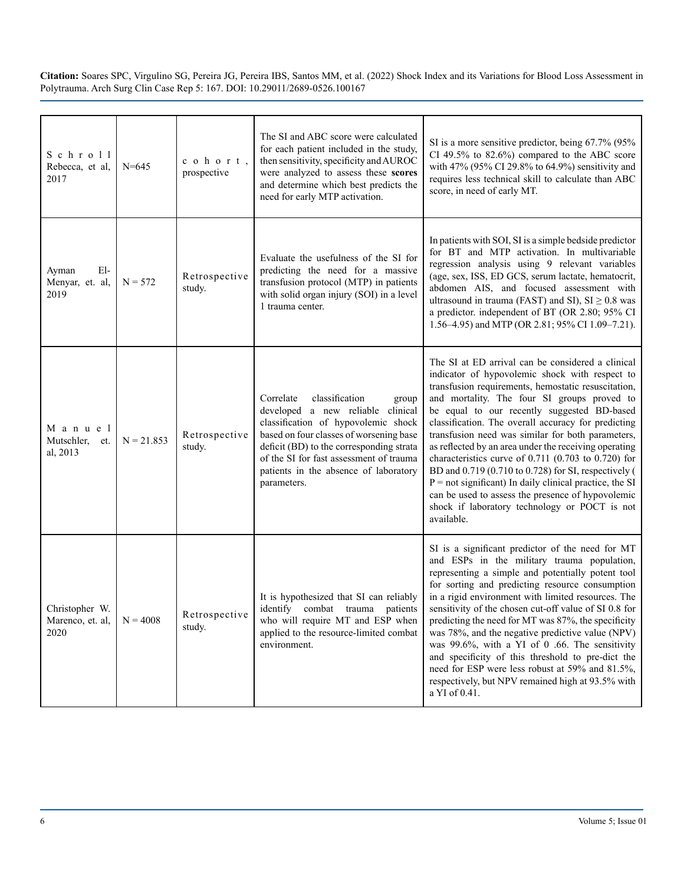| | | | | |
|---|---|---|---|---|
| Schroll Rebecca, et al, 2017 | N=645 | cohort, prospective | The SI and ABC score were calculated for each patient included in the study, then sensitivity, specificity and AUROC were analyzed to assess these **scores** and determine which best predicts the need for early MTP activation. | SI is a more sensitive predictor, being 67.7% (95% CI 49.5% to 82.6%) compared to the ABC score with 47% (95% CI 29.8% to 64.9%) sensitivity and requires less technical skill to calculate than ABC score, in need of early MT. |
| Ayman El-Menyar, et. al, 2019 | N = 572 | Retrospective study. | Evaluate the usefulness of the SI for predicting the need for a massive transfusion protocol (MTP) in patients with solid organ injury (SOI) in a level 1 trauma center. | In patients with SOI, SI is a simple bedside predictor for BT and MTP activation. In multivariable regression analysis using 9 relevant variables (age, sex, ISS, ED GCS, serum lactate, hematocrit, abdomen AIS, and focused assessment with ultrasound in trauma (FAST) and SI), SI ≥ 0.8 was a predictor. independent of BT (OR 2.80; 95% CI 1.56–4.95) and MTP (OR 2.81; 95% CI 1.09–7.21). |
| Manuel Mutschler, et. al, 2013 | N = 21.853 | Retrospective study. | Correlate classification group developed a new reliable clinical classification of hypovolemic shock based on four classes of worsening base deficit (BD) to the corresponding strata of the SI for fast assessment of trauma patients in the absence of laboratory parameters. | The SI at ED arrival can be considered a clinical indicator of hypovolemic shock with respect to transfusion requirements, hemostatic resuscitation, and mortality. The four SI groups proved to be equal to our recently suggested BD-based classification. The overall accuracy for predicting transfusion need was similar for both parameters, as reflected by an area under the receiving operating characteristics curve of 0.711 (0.703 to 0.720) for BD and 0.719 (0.710 to 0.728) for SI, respectively ( P = not significant) In daily clinical practice, the SI can be used to assess the presence of hypovolemic shock if laboratory technology or POCT is not available. |
| Christopher W. Marenco, et. al, 2020 | N = 4008 | Retrospective study. | It is hypothesized that SI can reliably identify combat trauma patients who will require MT and ESP when applied to the resource-limited combat environment. | SI is a significant predictor of the need for MT and ESPs in the military trauma population, representing a simple and potentially potent tool for sorting and predicting resource consumption in a rigid environment with limited resources. The sensitivity of the chosen cut-off value of SI 0.8 for predicting the need for MT was 87%, the specificity was 78%, and the negative predictive value (NPV) was 99.6%, with a YI of 0 .66. The sensitivity and specificity of this threshold to pre-dict the need for ESP were less robust at 59% and 81.5%, respectively, but NPV remained high at 93.5% with a YI of 0.41. |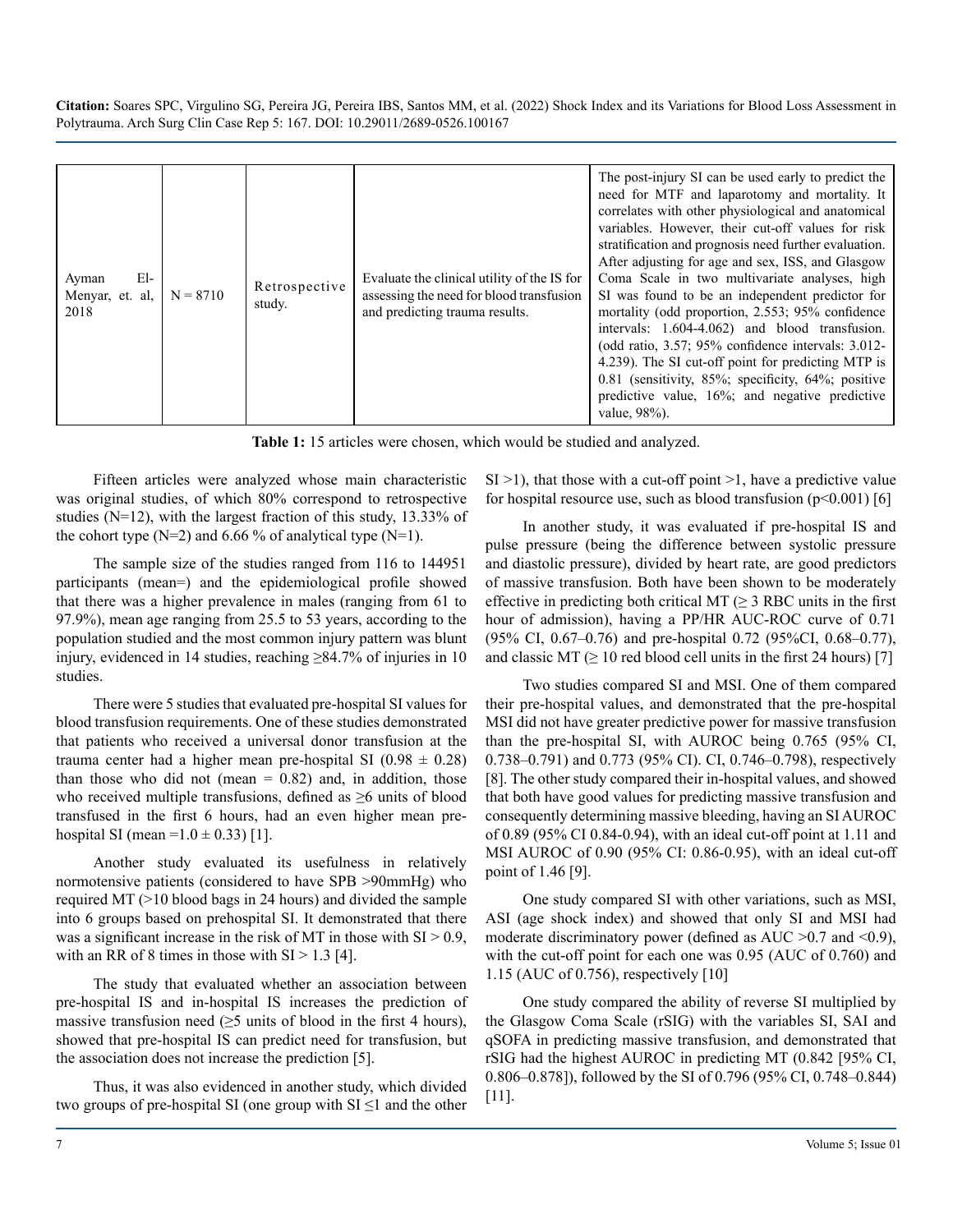| Ayman El-Menyar, et. al, 2018 | N = 8710 | Retrospective study. | Evaluate the clinical utility of the IS for assessing the need for blood transfusion and predicting trauma results. | The post-injury SI can be used early to predict the need for MTF and laparotomy and mortality. It correlates with other physiological and anatomical variables. However, their cut-off values for risk stratification and prognosis need further evaluation. After adjusting for age and sex, ISS, and Glasgow Coma Scale in two multivariate analyses, high SI was found to be an independent predictor for mortality (odd proportion, 2.553; 95% confidence intervals: 1.604-4.062) and blood transfusion. (odd ratio, 3.57; 95% confidence intervals: 3.012-4.239). The SI cut-off point for predicting MTP is 0.81 (sensitivity, 85%; specificity, 64%; positive predictive value, 16%; and negative predictive value, 98%). |
|---|---|---|---|---|

**Table 1:** 15 articles were chosen, which would be studied and analyzed.

Fifteen articles were analyzed whose main characteristic was original studies, of which 80% correspond to retrospective studies (N=12), with the largest fraction of this study, 13.33% of the cohort type (N=2) and 6.66 % of analytical type (N=1).

The sample size of the studies ranged from 116 to 144951 participants (mean=) and the epidemiological profile showed that there was a higher prevalence in males (ranging from 61 to 97.9%), mean age ranging from 25.5 to 53 years, according to the population studied and the most common injury pattern was blunt injury, evidenced in 14 studies, reaching ≥84.7% of injuries in 10 studies.

There were 5 studies that evaluated pre-hospital SI values for blood transfusion requirements. One of these studies demonstrated that patients who received a universal donor transfusion at the trauma center had a higher mean pre-hospital SI (0.98 ± 0.28) than those who did not (mean = 0.82) and, in addition, those who received multiple transfusions, defined as ≥6 units of blood transfused in the first 6 hours, had an even higher mean pre-hospital SI (mean =1.0 ± 0.33) [1].

Another study evaluated its usefulness in relatively normotensive patients (considered to have SPB >90mmHg) who required MT (>10 blood bags in 24 hours) and divided the sample into 6 groups based on prehospital SI. It demonstrated that there was a significant increase in the risk of MT in those with SI > 0.9, with an RR of 8 times in those with SI > 1.3 [4].

The study that evaluated whether an association between pre-hospital IS and in-hospital IS increases the prediction of massive transfusion need (≥5 units of blood in the first 4 hours), showed that pre-hospital IS can predict need for transfusion, but the association does not increase the prediction [5].

Thus, it was also evidenced in another study, which divided two groups of pre-hospital SI (one group with SI ≤1 and the other SI >1), that those with a cut-off point >1, have a predictive value for hospital resource use, such as blood transfusion (p<0.001) [6]

In another study, it was evaluated if pre-hospital IS and pulse pressure (being the difference between systolic pressure and diastolic pressure), divided by heart rate, are good predictors of massive transfusion. Both have been shown to be moderately effective in predicting both critical MT (≥ 3 RBC units in the first hour of admission), having a PP/HR AUC-ROC curve of 0.71 (95% CI, 0.67–0.76) and pre-hospital 0.72 (95%CI, 0.68–0.77), and classic MT (≥ 10 red blood cell units in the first 24 hours) [7]

Two studies compared SI and MSI. One of them compared their pre-hospital values, and demonstrated that the pre-hospital MSI did not have greater predictive power for massive transfusion than the pre-hospital SI, with AUROC being 0.765 (95% CI, 0.738–0.791) and 0.773 (95% CI). CI, 0.746–0.798), respectively [8]. The other study compared their in-hospital values, and showed that both have good values for predicting massive transfusion and consequently determining massive bleeding, having an SI AUROC of 0.89 (95% CI 0.84-0.94), with an ideal cut-off point at 1.11 and MSI AUROC of 0.90 (95% CI: 0.86-0.95), with an ideal cut-off point of 1.46 [9].

One study compared SI with other variations, such as MSI, ASI (age shock index) and showed that only SI and MSI had moderate discriminatory power (defined as AUC >0.7 and <0.9), with the cut-off point for each one was 0.95 (AUC of 0.760) and 1.15 (AUC of 0.756), respectively [10]

One study compared the ability of reverse SI multiplied by the Glasgow Coma Scale (rSIG) with the variables SI, SAI and qSOFA in predicting massive transfusion, and demonstrated that rSIG had the highest AUROC in predicting MT (0.842 [95% CI, 0.806–0.878]), followed by the SI of 0.796 (95% CI, 0.748–0.844) [11].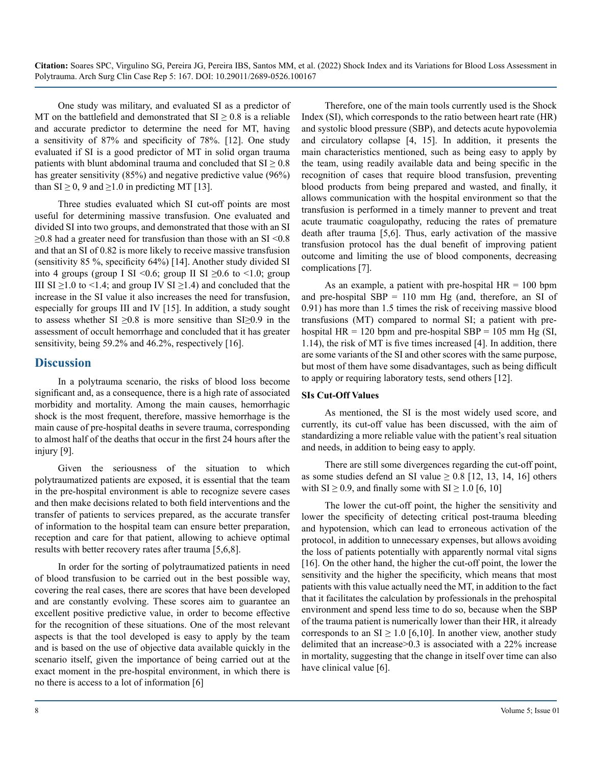One study was military, and evaluated SI as a predictor of MT on the battlefield and demonstrated that SI ≥ 0.8 is a reliable and accurate predictor to determine the need for MT, having a sensitivity of 87% and specificity of 78%. [12]. One study evaluated if SI is a good predictor of MT in solid organ trauma patients with blunt abdominal trauma and concluded that SI ≥ 0.8 has greater sensitivity (85%) and negative predictive value (96%) than SI ≥ 0, 9 and ≥1.0 in predicting MT [13].

Three studies evaluated which SI cut-off points are most useful for determining massive transfusion. One evaluated and divided SI into two groups, and demonstrated that those with an SI ≥0.8 had a greater need for transfusion than those with an SI <0.8 and that an SI of 0.82 is more likely to receive massive transfusion (sensitivity 85 %, specificity 64%) [14]. Another study divided SI into 4 groups (group I SI <0.6; group II SI ≥0.6 to <1.0; group III SI ≥1.0 to <1.4; and group IV SI ≥1.4) and concluded that the increase in the SI value it also increases the need for transfusion, especially for groups III and IV [15]. In addition, a study sought to assess whether SI ≥0.8 is more sensitive than SI≥0.9 in the assessment of occult hemorrhage and concluded that it has greater sensitivity, being 59.2% and 46.2%, respectively [16].

## Discussion

In a polytrauma scenario, the risks of blood loss become significant and, as a consequence, there is a high rate of associated morbidity and mortality. Among the main causes, hemorrhagic shock is the most frequent, therefore, massive hemorrhage is the main cause of pre-hospital deaths in severe trauma, corresponding to almost half of the deaths that occur in the first 24 hours after the injury [9].

Given the seriousness of the situation to which polytraumatized patients are exposed, it is essential that the team in the pre-hospital environment is able to recognize severe cases and then make decisions related to both field interventions and the transfer of patients to services prepared, as the accurate transfer of information to the hospital team can ensure better preparation, reception and care for that patient, allowing to achieve optimal results with better recovery rates after trauma [5,6,8].

In order for the sorting of polytraumatized patients in need of blood transfusion to be carried out in the best possible way, covering the real cases, there are scores that have been developed and are constantly evolving. These scores aim to guarantee an excellent positive predictive value, in order to become effective for the recognition of these situations. One of the most relevant aspects is that the tool developed is easy to apply by the team and is based on the use of objective data available quickly in the scenario itself, given the importance of being carried out at the exact moment in the pre-hospital environment, in which there is no there is access to a lot of information [6]

Therefore, one of the main tools currently used is the Shock Index (SI), which corresponds to the ratio between heart rate (HR) and systolic blood pressure (SBP), and detects acute hypovolemia and circulatory collapse [4, 15]. In addition, it presents the main characteristics mentioned, such as being easy to apply by the team, using readily available data and being specific in the recognition of cases that require blood transfusion, preventing blood products from being prepared and wasted, and finally, it allows communication with the hospital environment so that the transfusion is performed in a timely manner to prevent and treat acute traumatic coagulopathy, reducing the rates of premature death after trauma [5,6]. Thus, early activation of the massive transfusion protocol has the dual benefit of improving patient outcome and limiting the use of blood components, decreasing complications [7].

As an example, a patient with pre-hospital HR = 100 bpm and pre-hospital SBP = 110 mm Hg (and, therefore, an SI of 0.91) has more than 1.5 times the risk of receiving massive blood transfusions (MT) compared to normal SI; a patient with pre-hospital HR = 120 bpm and pre-hospital SBP = 105 mm Hg (SI, 1.14), the risk of MT is five times increased [4]. In addition, there are some variants of the SI and other scores with the same purpose, but most of them have some disadvantages, such as being difficult to apply or requiring laboratory tests, send others [12].

### SIs Cut-Off Values

As mentioned, the SI is the most widely used score, and currently, its cut-off value has been discussed, with the aim of standardizing a more reliable value with the patient's real situation and needs, in addition to being easy to apply.

There are still some divergences regarding the cut-off point, as some studies defend an SI value ≥ 0.8 [12, 13, 14, 16] others with SI ≥ 0.9, and finally some with SI ≥ 1.0 [6, 10]

The lower the cut-off point, the higher the sensitivity and lower the specificity of detecting critical post-trauma bleeding and hypotension, which can lead to erroneous activation of the protocol, in addition to unnecessary expenses, but allows avoiding the loss of patients potentially with apparently normal vital signs [16]. On the other hand, the higher the cut-off point, the lower the sensitivity and the higher the specificity, which means that most patients with this value actually need the MT, in addition to the fact that it facilitates the calculation by professionals in the prehospital environment and spend less time to do so, because when the SBP of the trauma patient is numerically lower than their HR, it already corresponds to an SI ≥ 1.0 [6,10]. In another view, another study delimited that an increase>0.3 is associated with a 22% increase in mortality, suggesting that the change in itself over time can also have clinical value [6].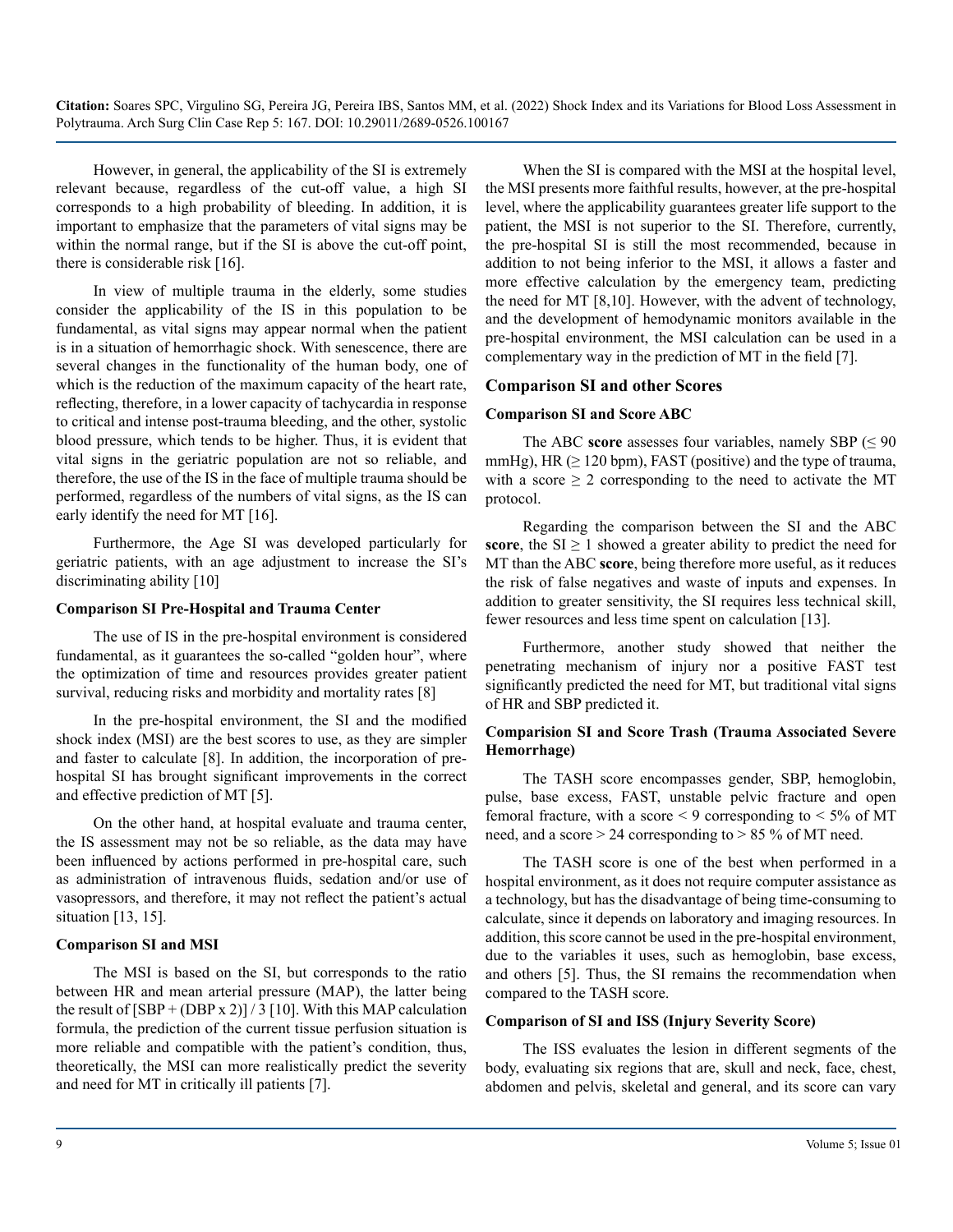However, in general, the applicability of the SI is extremely relevant because, regardless of the cut-off value, a high SI corresponds to a high probability of bleeding. In addition, it is important to emphasize that the parameters of vital signs may be within the normal range, but if the SI is above the cut-off point, there is considerable risk [16].

In view of multiple trauma in the elderly, some studies consider the applicability of the IS in this population to be fundamental, as vital signs may appear normal when the patient is in a situation of hemorrhagic shock. With senescence, there are several changes in the functionality of the human body, one of which is the reduction of the maximum capacity of the heart rate, reflecting, therefore, in a lower capacity of tachycardia in response to critical and intense post-trauma bleeding, and the other, systolic blood pressure, which tends to be higher. Thus, it is evident that vital signs in the geriatric population are not so reliable, and therefore, the use of the IS in the face of multiple trauma should be performed, regardless of the numbers of vital signs, as the IS can early identify the need for MT [16].

Furthermore, the Age SI was developed particularly for geriatric patients, with an age adjustment to increase the SI's discriminating ability [10]

#### Comparison SI Pre-Hospital and Trauma Center

The use of IS in the pre-hospital environment is considered fundamental, as it guarantees the so-called "golden hour", where the optimization of time and resources provides greater patient survival, reducing risks and morbidity and mortality rates [8]

In the pre-hospital environment, the SI and the modified shock index (MSI) are the best scores to use, as they are simpler and faster to calculate [8]. In addition, the incorporation of pre-hospital SI has brought significant improvements in the correct and effective prediction of MT [5].

On the other hand, at hospital evaluate and trauma center, the IS assessment may not be so reliable, as the data may have been influenced by actions performed in pre-hospital care, such as administration of intravenous fluids, sedation and/or use of vasopressors, and therefore, it may not reflect the patient's actual situation [13, 15].

#### Comparison SI and MSI

The MSI is based on the SI, but corresponds to the ratio between HR and mean arterial pressure (MAP), the latter being the result of [SBP + (DBP x 2)] / 3 [10]. With this MAP calculation formula, the prediction of the current tissue perfusion situation is more reliable and compatible with the patient's condition, thus, theoretically, the MSI can more realistically predict the severity and need for MT in critically ill patients [7].

When the SI is compared with the MSI at the hospital level, the MSI presents more faithful results, however, at the pre-hospital level, where the applicability guarantees greater life support to the patient, the MSI is not superior to the SI. Therefore, currently, the pre-hospital SI is still the most recommended, because in addition to not being inferior to the MSI, it allows a faster and more effective calculation by the emergency team, predicting the need for MT [8,10]. However, with the advent of technology, and the development of hemodynamic monitors available in the pre-hospital environment, the MSI calculation can be used in a complementary way in the prediction of MT in the field [7].

### Comparison SI and other Scores

#### Comparison SI and Score ABC

The ABC **score** assesses four variables, namely SBP ($\leq 90$ mmHg), HR ($\geq 120$ bpm), FAST (positive) and the type of trauma, with a score $\geq 2$ corresponding to the need to activate the MT protocol.

Regarding the comparison between the SI and the ABC **score**, the SI $\geq 1$ showed a greater ability to predict the need for MT than the ABC **score**, being therefore more useful, as it reduces the risk of false negatives and waste of inputs and expenses. In addition to greater sensitivity, the SI requires less technical skill, fewer resources and less time spent on calculation [13].

Furthermore, another study showed that neither the penetrating mechanism of injury nor a positive FAST test significantly predicted the need for MT, but traditional vital signs of HR and SBP predicted it.

#### Comparision SI and Score Trash (Trauma Associated Severe Hemorrhage)

The TASH score encompasses gender, SBP, hemoglobin, pulse, base excess, FAST, unstable pelvic fracture and open femoral fracture, with a score < 9 corresponding to < 5% of MT need, and a score > 24 corresponding to > 85 % of MT need.

The TASH score is one of the best when performed in a hospital environment, as it does not require computer assistance as a technology, but has the disadvantage of being time-consuming to calculate, since it depends on laboratory and imaging resources. In addition, this score cannot be used in the pre-hospital environment, due to the variables it uses, such as hemoglobin, base excess, and others [5]. Thus, the SI remains the recommendation when compared to the TASH score.

#### Comparison of SI and ISS (Injury Severity Score)

The ISS evaluates the lesion in different segments of the body, evaluating six regions that are, skull and neck, face, chest, abdomen and pelvis, skeletal and general, and its score can vary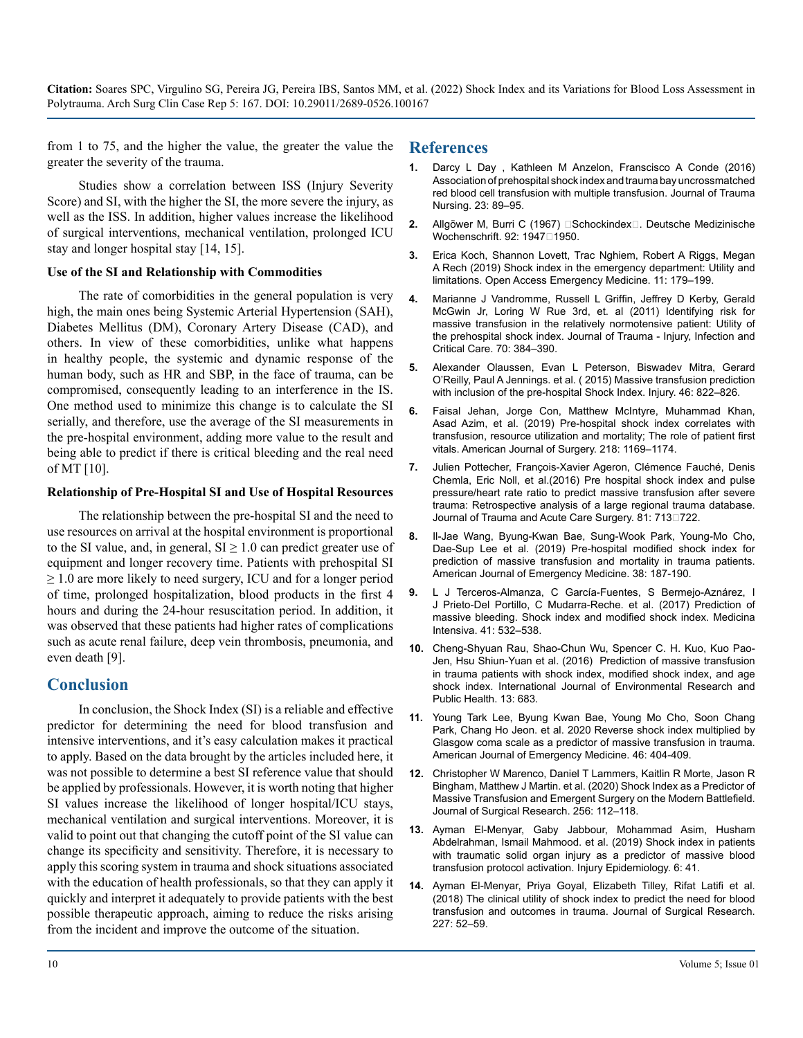from 1 to 75, and the higher the value, the greater the value the greater the severity of the trauma.

Studies show a correlation between ISS (Injury Severity Score) and SI, with the higher the SI, the more severe the injury, as well as the ISS. In addition, higher values increase the likelihood of surgical interventions, mechanical ventilation, prolonged ICU stay and longer hospital stay [14, 15].

**Use of the SI and Relationship with Commodities**

The rate of comorbidities in the general population is very high, the main ones being Systemic Arterial Hypertension (SAH), Diabetes Mellitus (DM), Coronary Artery Disease (CAD), and others. In view of these comorbidities, unlike what happens in healthy people, the systemic and dynamic response of the human body, such as HR and SBP, in the face of trauma, can be compromised, consequently leading to an interference in the IS. One method used to minimize this change is to calculate the SI serially, and therefore, use the average of the SI measurements in the pre-hospital environment, adding more value to the result and being able to predict if there is critical bleeding and the real need of MT [10].

**Relationship of Pre-Hospital SI and Use of Hospital Resources**

The relationship between the pre-hospital SI and the need to use resources on arrival at the hospital environment is proportional to the SI value, and, in general, SI ≥ 1.0 can predict greater use of equipment and longer recovery time. Patients with prehospital SI ≥ 1.0 are more likely to need surgery, ICU and for a longer period of time, prolonged hospitalization, blood products in the first 4 hours and during the 24-hour resuscitation period. In addition, it was observed that these patients had higher rates of complications such as acute renal failure, deep vein thrombosis, pneumonia, and even death [9].

## Conclusion

In conclusion, the Shock Index (SI) is a reliable and effective predictor for determining the need for blood transfusion and intensive interventions, and it's easy calculation makes it practical to apply. Based on the data brought by the articles included here, it was not possible to determine a best SI reference value that should be applied by professionals. However, it is worth noting that higher SI values increase the likelihood of longer hospital/ICU stays, mechanical ventilation and surgical interventions. Moreover, it is valid to point out that changing the cutoff point of the SI value can change its specificity and sensitivity. Therefore, it is necessary to apply this scoring system in trauma and shock situations associated with the education of health professionals, so that they can apply it quickly and interpret it adequately to provide patients with the best possible therapeutic approach, aiming to reduce the risks arising from the incident and improve the outcome of the situation.

## References

1. Darcy L Day , Kathleen M Anzelon, Franscisco A Conde (2016) Association of prehospital shock index and trauma bay uncrossmatched red blood cell transfusion with multiple transfusion. Journal of Trauma Nursing. 23: 89–95.
2. Allgöwer M, Burri C (1967) Schockindex. Deutsche Medizinische Wochenschrift. 92: 1947 1950.
3. Erica Koch, Shannon Lovett, Trac Nghiem, Robert A Riggs, Megan A Rech (2019) Shock index in the emergency department: Utility and limitations. Open Access Emergency Medicine. 11: 179–199.
4. Marianne J Vandromme, Russell L Griffin, Jeffrey D Kerby, Gerald McGwin Jr, Loring W Rue 3rd, et. al (2011) Identifying risk for massive transfusion in the relatively normotensive patient: Utility of the prehospital shock index. Journal of Trauma - Injury, Infection and Critical Care. 70: 384–390.
5. Alexander Olaussen, Evan L Peterson, Biswadev Mitra, Gerard O'Reilly, Paul A Jennings. et al. ( 2015) Massive transfusion prediction with inclusion of the pre-hospital Shock Index. Injury. 46: 822–826.
6. Faisal Jehan, Jorge Con, Matthew McIntyre, Muhammad Khan, Asad Azim, et al. (2019) Pre-hospital shock index correlates with transfusion, resource utilization and mortality; The role of patient first vitals. American Journal of Surgery. 218: 1169–1174.
7. Julien Pottecher, François-Xavier Ageron, Clémence Fauché, Denis Chemla, Eric Noll, et al.(2016) Pre hospital shock index and pulse pressure/heart rate ratio to predict massive transfusion after severe trauma: Retrospective analysis of a large regional trauma database. Journal of Trauma and Acute Care Surgery. 81: 713 722.
8. Il-Jae Wang, Byung-Kwan Bae, Sung-Wook Park, Young-Mo Cho, Dae-Sup Lee et al. (2019) Pre-hospital modified shock index for prediction of massive transfusion and mortality in trauma patients. American Journal of Emergency Medicine. 38: 187-190.
9. L J Terceros-Almanza, C García-Fuentes, S Bermejo-Aznárez, I J Prieto-Del Portillo, C Mudarra-Reche. et al. (2017) Prediction of massive bleeding. Shock index and modified shock index. Medicina Intensiva. 41: 532–538.
10. Cheng-Shyuan Rau, Shao-Chun Wu, Spencer C. H. Kuo, Kuo Pao-Jen, Hsu Shiun-Yuan et al. (2016) Prediction of massive transfusion in trauma patients with shock index, modified shock index, and age shock index. International Journal of Environmental Research and Public Health. 13: 683.
11. Young Tark Lee, Byung Kwan Bae, Young Mo Cho, Soon Chang Park, Chang Ho Jeon. et al. 2020 Reverse shock index multiplied by Glasgow coma scale as a predictor of massive transfusion in trauma. American Journal of Emergency Medicine. 46: 404-409.
12. Christopher W Marenco, Daniel T Lammers, Kaitlin R Morte, Jason R Bingham, Matthew J Martin. et al. (2020) Shock Index as a Predictor of Massive Transfusion and Emergent Surgery on the Modern Battlefield. Journal of Surgical Research. 256: 112–118.
13. Ayman El-Menyar, Gaby Jabbour, Mohammad Asim, Husham Abdelrahman, Ismail Mahmood. et al. (2019) Shock index in patients with traumatic solid organ injury as a predictor of massive blood transfusion protocol activation. Injury Epidemiology. 6: 41.
14. Ayman El-Menyar, Priya Goyal, Elizabeth Tilley, Rifat Latifi et al. (2018) The clinical utility of shock index to predict the need for blood transfusion and outcomes in trauma. Journal of Surgical Research. 227: 52–59.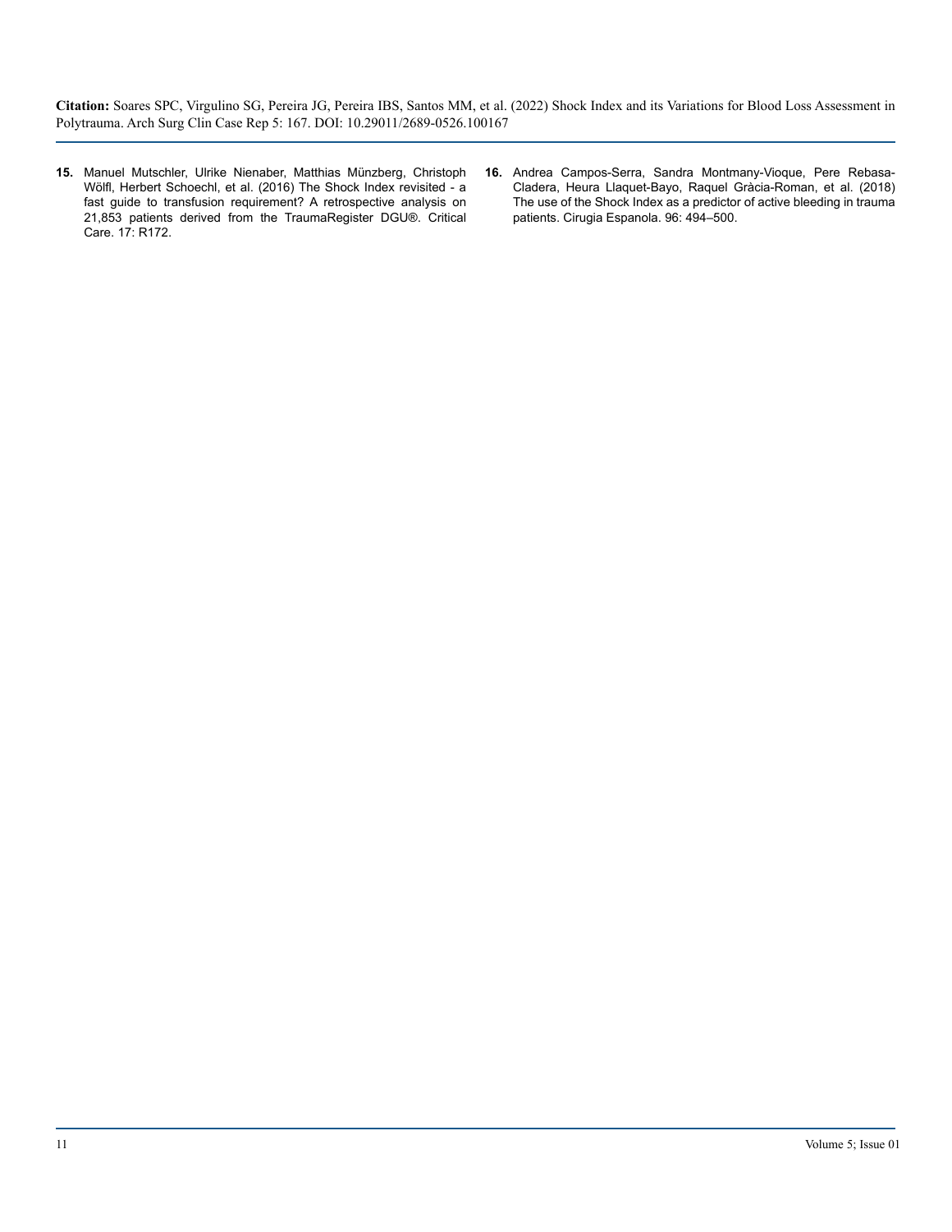15. Manuel Mutschler, Ulrike Nienaber, Matthias Münzberg, Christoph Wölfl, Herbert Schoechl, et al. (2016) The Shock Index revisited - a fast guide to transfusion requirement? A retrospective analysis on 21,853 patients derived from the TraumaRegister DGU®. Critical Care. 17: R172.

16. Andrea Campos-Serra, Sandra Montmany-Vioque, Pere Rebasa-Cladera, Heura Llaquet-Bayo, Raquel Gràcia-Roman, et al. (2018) The use of the Shock Index as a predictor of active bleeding in trauma patients. Cirugia Espanola. 96: 494–500.